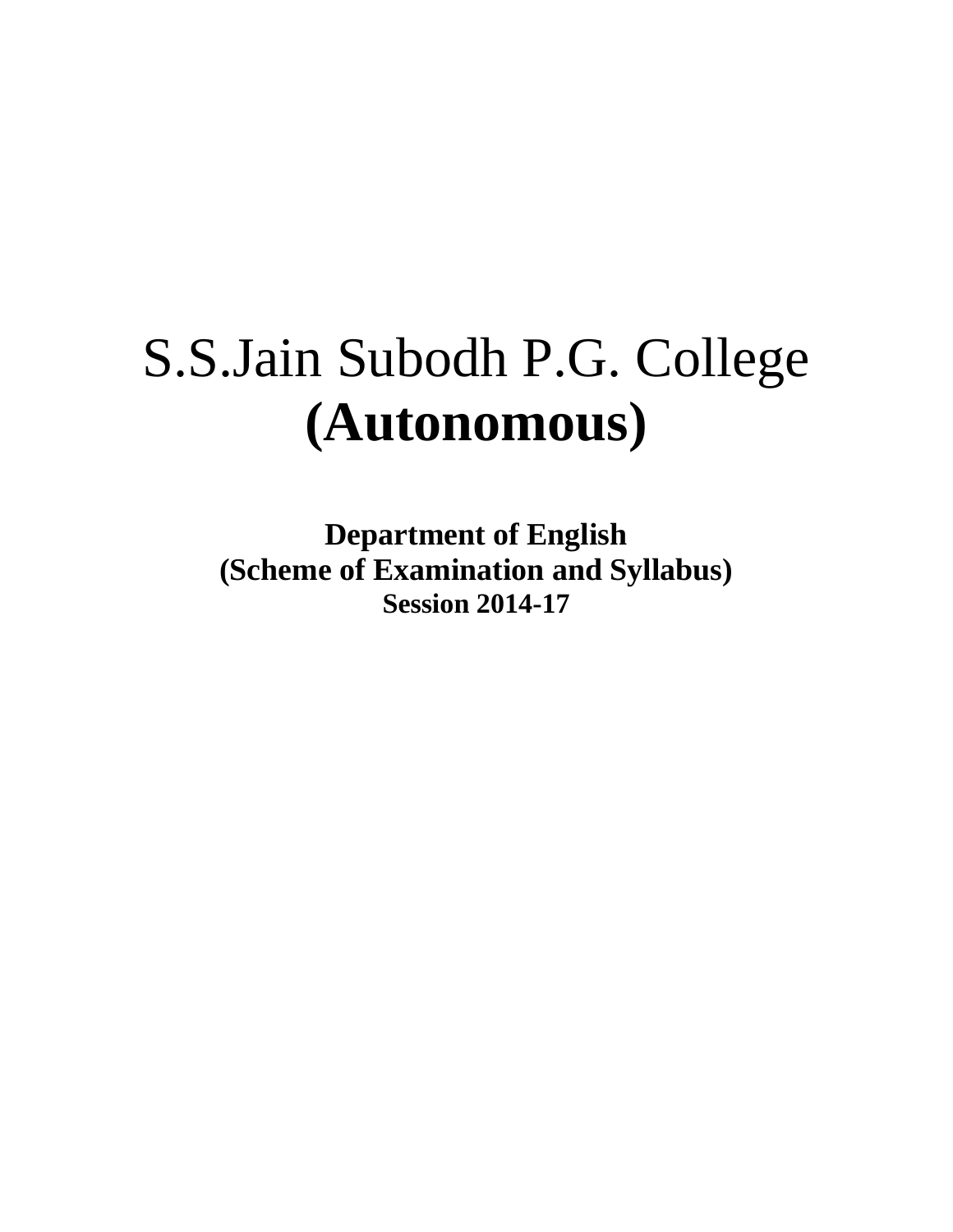# S.S.Jain Subodh P.G. College
# **(Autonomous)**

**Department of English**
**(Scheme of Examination and Syllabus)**
**Session 2014-17**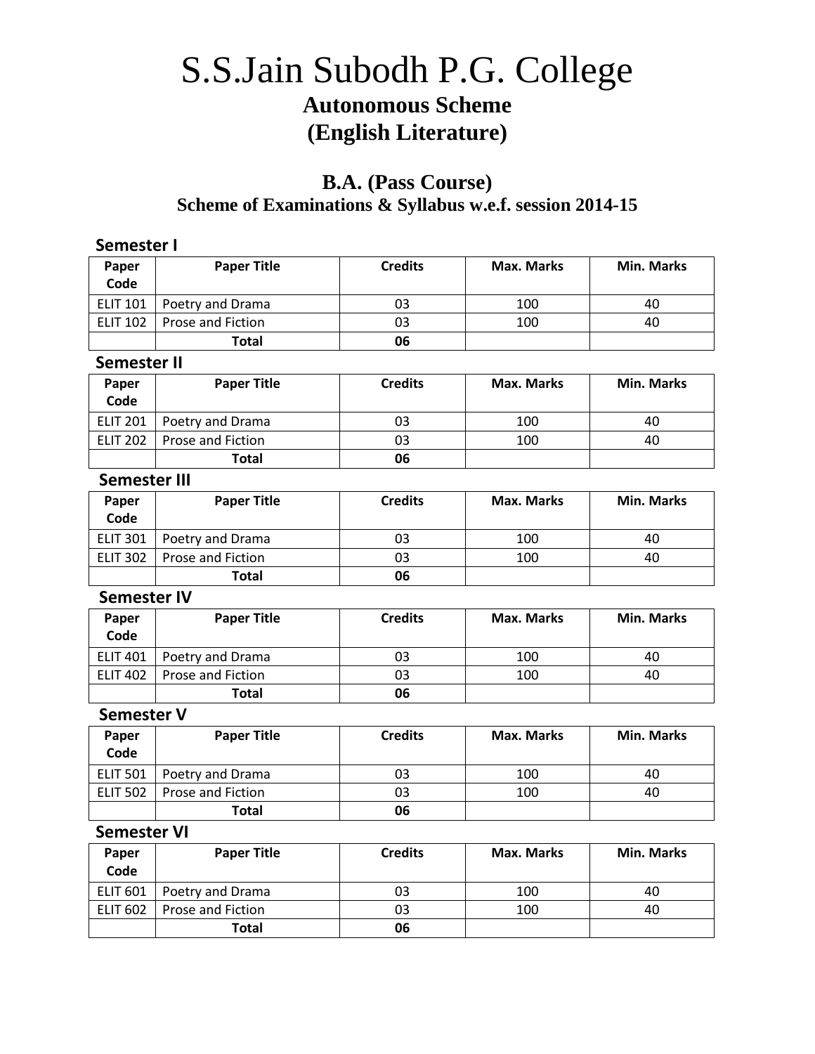# S.S.Jain Subodh P.G. College

## Autonomous Scheme
## (English Literature)

### B.A. (Pass Course)
### Scheme of Examinations & Syllabus w.e.f. session 2014-15

**Semester I**

| Paper Code | Paper Title | Credits | Max. Marks | Min. Marks |
|---|---|---|---|---|
| ELIT 101 | Poetry and Drama | 03 | 100 | 40 |
| ELIT 102 | Prose and Fiction | 03 | 100 | 40 |
| | **Total** | **06** | | |

**Semester II**

| Paper Code | Paper Title | Credits | Max. Marks | Min. Marks |
|---|---|---|---|---|
| ELIT 201 | Poetry and Drama | 03 | 100 | 40 |
| ELIT 202 | Prose and Fiction | 03 | 100 | 40 |
| | **Total** | **06** | | |

**Semester III**

| Paper Code | Paper Title | Credits | Max. Marks | Min. Marks |
|---|---|---|---|---|
| ELIT 301 | Poetry and Drama | 03 | 100 | 40 |
| ELIT 302 | Prose and Fiction | 03 | 100 | 40 |
| | **Total** | **06** | | |

**Semester IV**

| Paper Code | Paper Title | Credits | Max. Marks | Min. Marks |
|---|---|---|---|---|
| ELIT 401 | Poetry and Drama | 03 | 100 | 40 |
| ELIT 402 | Prose and Fiction | 03 | 100 | 40 |
| | **Total** | **06** | | |

**Semester V**

| Paper Code | Paper Title | Credits | Max. Marks | Min. Marks |
|---|---|---|---|---|
| ELIT 501 | Poetry and Drama | 03 | 100 | 40 |
| ELIT 502 | Prose and Fiction | 03 | 100 | 40 |
| | **Total** | **06** | | |

**Semester VI**

| Paper Code | Paper Title | Credits | Max. Marks | Min. Marks |
|---|---|---|---|---|
| ELIT 601 | Poetry and Drama | 03 | 100 | 40 |
| ELIT 602 | Prose and Fiction | 03 | 100 | 40 |
| | **Total** | **06** | | |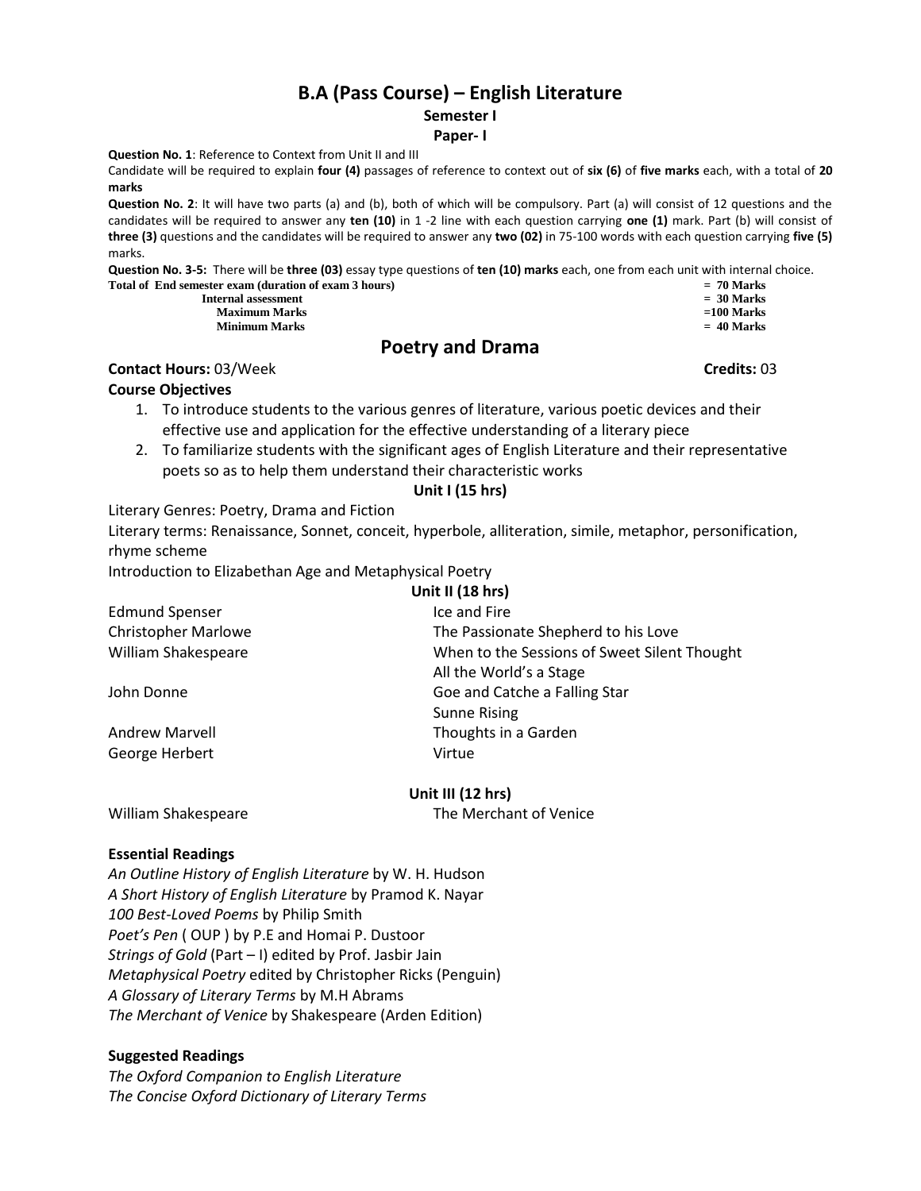# B.A (Pass Course) – English Literature

## Semester I

### Paper- I

**Question No. 1**: Reference to Context from Unit II and III

Candidate will be required to explain **four (4)** passages of reference to context out of **six (6)** of **five marks** each, with a total of **20 marks**

**Question No. 2**: It will have two parts (a) and (b), both of which will be compulsory. Part (a) will consist of 12 questions and the candidates will be required to answer any **ten (10)** in 1 -2 line with each question carrying **one (1)** mark. Part (b) will consist of **three (3)** questions and the candidates will be required to answer any **two (02)** in 75-100 words with each question carrying **five (5)** marks.

**Question No. 3-5:** There will be **three (03)** essay type questions of **ten (10) marks** each, one from each unit with internal choice.

| | |
|---|---|
| **Total of End semester exam (duration of exam 3 hours)** | **= 70 Marks** |
| **Internal assessment** | **= 30 Marks** |
| **Maximum Marks** | **=100 Marks** |
| **Minimum Marks** | **= 40 Marks** |

## Poetry and Drama

**Contact Hours:** 03/Week **Credits:** 03

**Course Objectives**

1. To introduce students to the various genres of literature, various poetic devices and their effective use and application for the effective understanding of a literary piece
2. To familiarize students with the significant ages of English Literature and their representative poets so as to help them understand their characteristic works

**Unit I (15 hrs)**

Literary Genres: Poetry, Drama and Fiction

Literary terms: Renaissance, Sonnet, conceit, hyperbole, alliteration, simile, metaphor, personification, rhyme scheme

Introduction to Elizabethan Age and Metaphysical Poetry

**Unit II (18 hrs)**

| | |
|---|---|
| Edmund Spenser | Ice and Fire |
| Christopher Marlowe | The Passionate Shepherd to his Love |
| William Shakespeare | When to the Sessions of Sweet Silent Thought |
| | All the World's a Stage |
| John Donne | Goe and Catche a Falling Star |
| | Sunne Rising |
| Andrew Marvell | Thoughts in a Garden |
| George Herbert | Virtue |

**Unit III (12 hrs)**

| | |
|---|---|
| William Shakespeare | The Merchant of Venice |

**Essential Readings**

*An Outline History of English Literature* by W. H. Hudson
*A Short History of English Literature* by Pramod K. Nayar
*100 Best-Loved Poems* by Philip Smith
*Poet's Pen* ( OUP ) by P.E and Homai P. Dustoor
*Strings of Gold* (Part – I) edited by Prof. Jasbir Jain
*Metaphysical Poetry* edited by Christopher Ricks (Penguin)
*A Glossary of Literary Terms* by M.H Abrams
*The Merchant of Venice* by Shakespeare (Arden Edition)

**Suggested Readings**

*The Oxford Companion to English Literature*
*The Concise Oxford Dictionary of Literary Terms*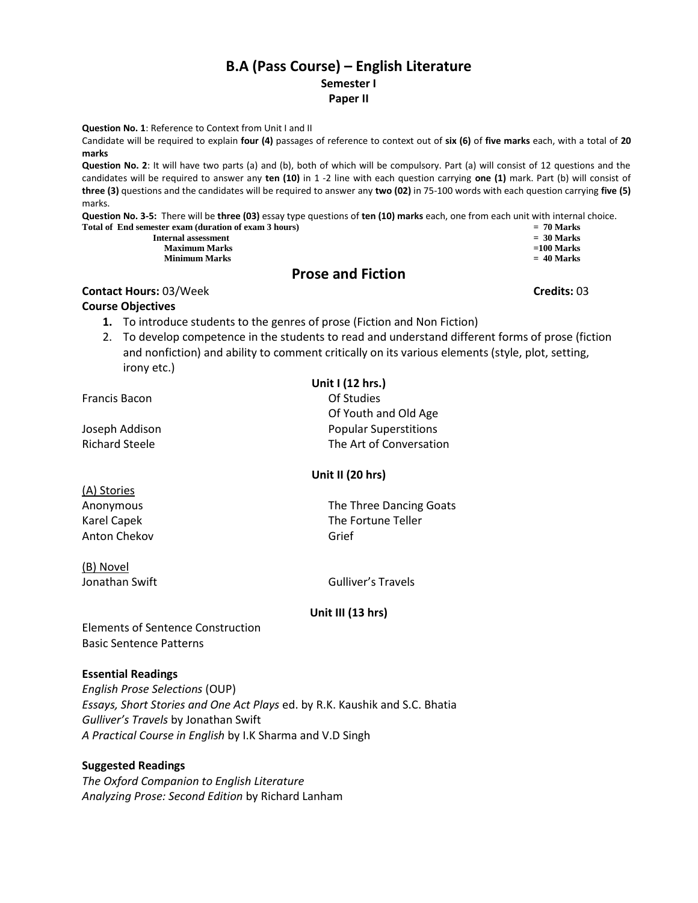# B.A (Pass Course) – English Literature

### Semester I

### Paper II

**Question No. 1**: Reference to Context from Unit I and II

Candidate will be required to explain **four (4)** passages of reference to context out of **six (6)** of **five marks** each, with a total of **20 marks**

**Question No. 2**: It will have two parts (a) and (b), both of which will be compulsory. Part (a) will consist of 12 questions and the candidates will be required to answer any **ten (10)** in 1 -2 line with each question carrying **one (1)** mark. Part (b) will consist of **three (3)** questions and the candidates will be required to answer any **two (02)** in 75-100 words with each question carrying **five (5)** marks.

**Question No. 3-5:** There will be **three (03)** essay type questions of **ten (10) marks** each, one from each unit with internal choice.

| | |
|---|---|
| **Total of End semester exam (duration of exam 3 hours)** | **= 70 Marks** |
| **Internal assessment** | **= 30 Marks** |
| **Maximum Marks** | **=100 Marks** |
| **Minimum Marks** | **= 40 Marks** |

## Prose and Fiction

**Contact Hours:** 03/Week **Credits:** 03

**Course Objectives**

1. To introduce students to the genres of prose (Fiction and Non Fiction)
2. To develop competence in the students to read and understand different forms of prose (fiction and nonfiction) and ability to comment critically on its various elements (style, plot, setting, irony etc.)

**Unit I (12 hrs.)**

| | |
|---|---|
| Francis Bacon | Of Studies |
| | Of Youth and Old Age |
| Joseph Addison | Popular Superstitions |
| Richard Steele | The Art of Conversation |

**Unit II (20 hrs)**

(A) Stories

| | |
|---|---|
| Anonymous | The Three Dancing Goats |
| Karel Capek | The Fortune Teller |
| Anton Chekov | Grief |

(B) Novel

| | |
|---|---|
| Jonathan Swift | Gulliver's Travels |

**Unit III (13 hrs)**

Elements of Sentence Construction
Basic Sentence Patterns

**Essential Readings**

*English Prose Selections* (OUP)
*Essays, Short Stories and One Act Plays* ed. by R.K. Kaushik and S.C. Bhatia
*Gulliver's Travels* by Jonathan Swift
*A Practical Course in English* by I.K Sharma and V.D Singh

**Suggested Readings**

*The Oxford Companion to English Literature*
*Analyzing Prose: Second Edition* by Richard Lanham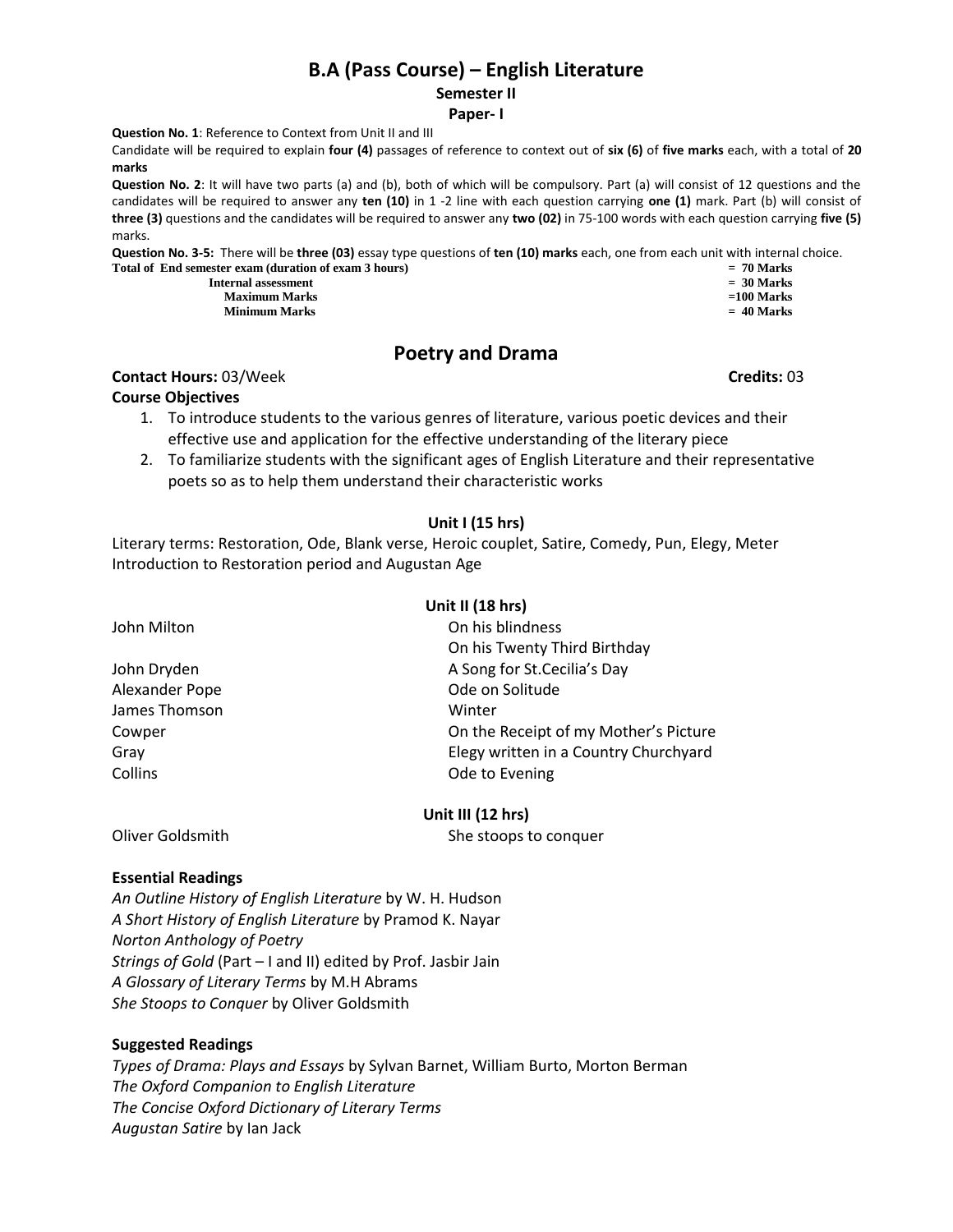# B.A (Pass Course) – English Literature

## Semester II

### Paper- I

**Question No. 1**: Reference to Context from Unit II and III

Candidate will be required to explain **four (4)** passages of reference to context out of **six (6)** of **five marks** each, with a total of **20 marks**

**Question No. 2**: It will have two parts (a) and (b), both of which will be compulsory. Part (a) will consist of 12 questions and the candidates will be required to answer any **ten (10)** in 1 -2 line with each question carrying **one (1)** mark. Part (b) will consist of **three (3)** questions and the candidates will be required to answer any **two (02)** in 75-100 words with each question carrying **five (5)** marks.

**Question No. 3-5:** There will be **three (03)** essay type questions of **ten (10) marks** each, one from each unit with internal choice.

| | |
|---|---|
| **Total of End semester exam (duration of exam 3 hours)** | **= 70 Marks** |
| **Internal assessment** | **= 30 Marks** |
| **Maximum Marks** | **=100 Marks** |
| **Minimum Marks** | **= 40 Marks** |

## Poetry and Drama

**Contact Hours:** 03/Week **Credits:** 03

**Course Objectives**

1. To introduce students to the various genres of literature, various poetic devices and their effective use and application for the effective understanding of the literary piece
2. To familiarize students with the significant ages of English Literature and their representative poets so as to help them understand their characteristic works

**Unit I (15 hrs)**

Literary terms: Restoration, Ode, Blank verse, Heroic couplet, Satire, Comedy, Pun, Elegy, Meter

Introduction to Restoration period and Augustan Age

**Unit II (18 hrs)**

| | |
|---|---|
| John Milton | On his blindness |
| | On his Twenty Third Birthday |
| John Dryden | A Song for St.Cecilia's Day |
| Alexander Pope | Ode on Solitude |
| James Thomson | Winter |
| Cowper | On the Receipt of my Mother's Picture |
| Gray | Elegy written in a Country Churchyard |
| Collins | Ode to Evening |

**Unit III (12 hrs)**

| | |
|---|---|
| Oliver Goldsmith | She stoops to conquer |

**Essential Readings**

*An Outline History of English Literature* by W. H. Hudson
*A Short History of English Literature* by Pramod K. Nayar
*Norton Anthology of Poetry*
*Strings of Gold* (Part – I and II) edited by Prof. Jasbir Jain
*A Glossary of Literary Terms* by M.H Abrams
*She Stoops to Conquer* by Oliver Goldsmith

**Suggested Readings**

*Types of Drama: Plays and Essays* by Sylvan Barnet, William Burto, Morton Berman
*The Oxford Companion to English Literature*
*The Concise Oxford Dictionary of Literary Terms*
*Augustan Satire* by Ian Jack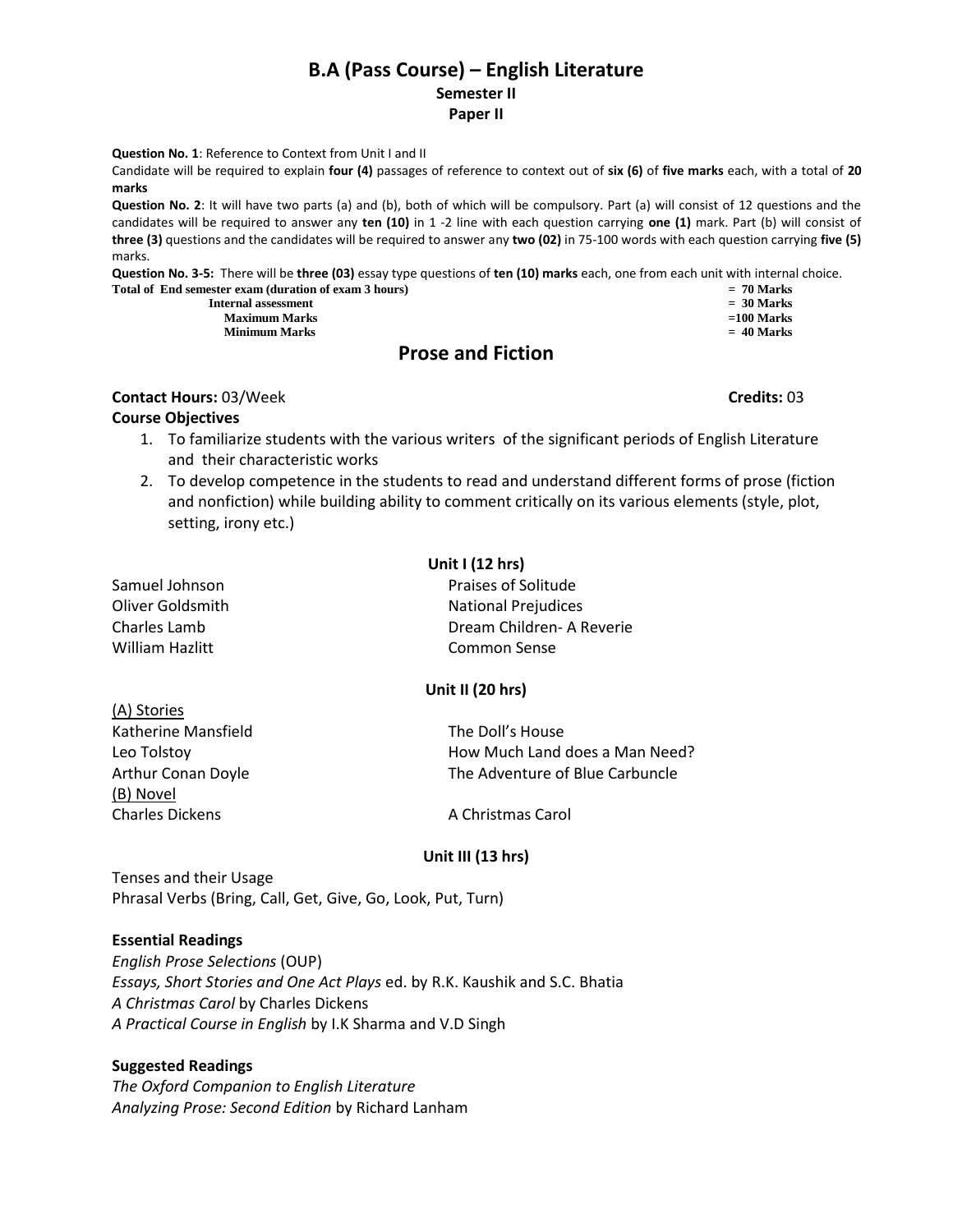# B.A (Pass Course) – English Literature

## Semester II

## Paper II

**Question No. 1**: Reference to Context from Unit I and II

Candidate will be required to explain **four (4)** passages of reference to context out of **six (6)** of **five marks** each, with a total of **20 marks**

**Question No. 2**: It will have two parts (a) and (b), both of which will be compulsory. Part (a) will consist of 12 questions and the candidates will be required to answer any **ten (10)** in 1 -2 line with each question carrying **one (1)** mark. Part (b) will consist of **three (3)** questions and the candidates will be required to answer any **two (02)** in 75-100 words with each question carrying **five (5)** marks.

**Question No. 3-5:** There will be **three (03)** essay type questions of **ten (10) marks** each, one from each unit with internal choice.

| | |
|---|---|
| **Total of End semester exam (duration of exam 3 hours)** | **= 70 Marks** |
| **Internal assessment** | **= 30 Marks** |
| **Maximum Marks** | **=100 Marks** |
| **Minimum Marks** | **= 40 Marks** |

## Prose and Fiction

**Contact Hours:** 03/Week **Credits:** 03

**Course Objectives**

1. To familiarize students with the various writers of the significant periods of English Literature and their characteristic works
2. To develop competence in the students to read and understand different forms of prose (fiction and nonfiction) while building ability to comment critically on its various elements (style, plot, setting, irony etc.)

### Unit I (12 hrs)

| | |
|---|---|
| Samuel Johnson | Praises of Solitude |
| Oliver Goldsmith | National Prejudices |
| Charles Lamb | Dream Children- A Reverie |
| William Hazlitt | Common Sense |

### Unit II (20 hrs)

(A) Stories

| | |
|---|---|
| Katherine Mansfield | The Doll's House |
| Leo Tolstoy | How Much Land does a Man Need? |
| Arthur Conan Doyle | The Adventure of Blue Carbuncle |

(B) Novel

| | |
|---|---|
| Charles Dickens | A Christmas Carol |

### Unit III (13 hrs)

Tenses and their Usage

Phrasal Verbs (Bring, Call, Get, Give, Go, Look, Put, Turn)

**Essential Readings**

*English Prose Selections* (OUP)

*Essays, Short Stories and One Act Plays* ed. by R.K. Kaushik and S.C. Bhatia

*A Christmas Carol* by Charles Dickens

*A Practical Course in English* by I.K Sharma and V.D Singh

**Suggested Readings**

*The Oxford Companion to English Literature*

*Analyzing Prose: Second Edition* by Richard Lanham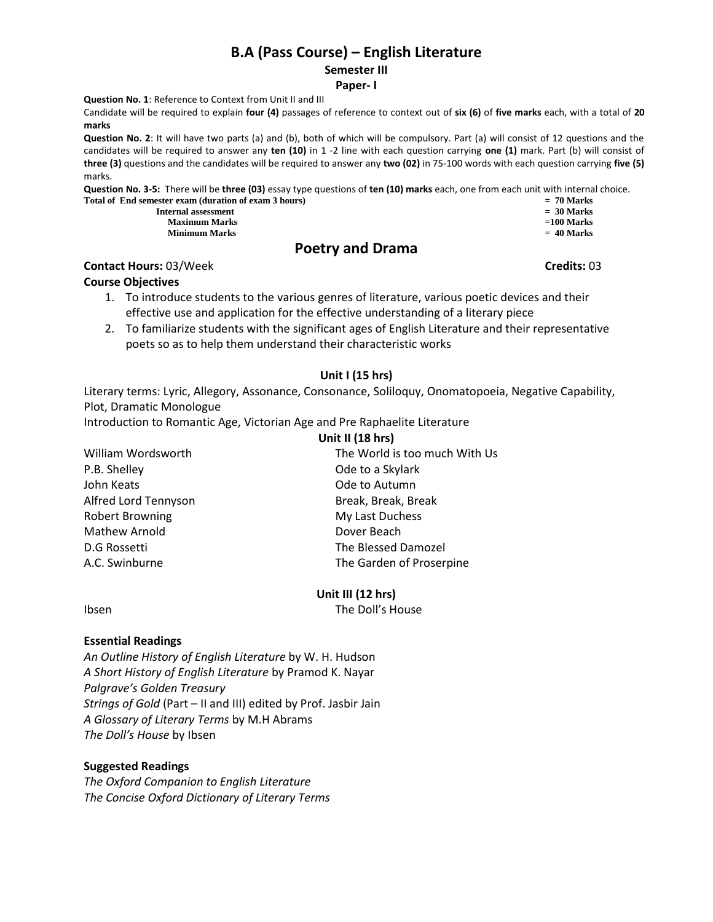# B.A (Pass Course) – English Literature

## Semester III

### Paper- I

**Question No. 1**: Reference to Context from Unit II and III

Candidate will be required to explain **four (4)** passages of reference to context out of **six (6)** of **five marks** each, with a total of **20 marks**

**Question No. 2**: It will have two parts (a) and (b), both of which will be compulsory. Part (a) will consist of 12 questions and the candidates will be required to answer any **ten (10)** in 1 -2 line with each question carrying **one (1)** mark. Part (b) will consist of **three (3)** questions and the candidates will be required to answer any **two (02)** in 75-100 words with each question carrying **five (5)** marks.

**Question No. 3-5:** There will be **three (03)** essay type questions of **ten (10) marks** each, one from each unit with internal choice.

| | |
|---|---|
| **Total of End semester exam (duration of exam 3 hours)** | **= 70 Marks** |
| **Internal assessment** | **= 30 Marks** |
| **Maximum Marks** | **=100 Marks** |
| **Minimum Marks** | **= 40 Marks** |

## Poetry and Drama

**Contact Hours:** 03/Week **Credits:** 03

**Course Objectives**

1. To introduce students to the various genres of literature, various poetic devices and their effective use and application for the effective understanding of a literary piece
2. To familiarize students with the significant ages of English Literature and their representative poets so as to help them understand their characteristic works

**Unit I (15 hrs)**

Literary terms: Lyric, Allegory, Assonance, Consonance, Soliloquy, Onomatopoeia, Negative Capability, Plot, Dramatic Monologue

Introduction to Romantic Age, Victorian Age and Pre Raphaelite Literature

**Unit II (18 hrs)**

| | |
|---|---|
| William Wordsworth | The World is too much With Us |
| P.B. Shelley | Ode to a Skylark |
| John Keats | Ode to Autumn |
| Alfred Lord Tennyson | Break, Break, Break |
| Robert Browning | My Last Duchess |
| Mathew Arnold | Dover Beach |
| D.G Rossetti | The Blessed Damozel |
| A.C. Swinburne | The Garden of Proserpine |

**Unit III (12 hrs)**

| | |
|---|---|
| Ibsen | The Doll's House |

**Essential Readings**

*An Outline History of English Literature* by W. H. Hudson
*A Short History of English Literature* by Pramod K. Nayar
*Palgrave's Golden Treasury*
*Strings of Gold* (Part – II and III) edited by Prof. Jasbir Jain
*A Glossary of Literary Terms* by M.H Abrams
*The Doll's House* by Ibsen

**Suggested Readings**

*The Oxford Companion to English Literature*
*The Concise Oxford Dictionary of Literary Terms*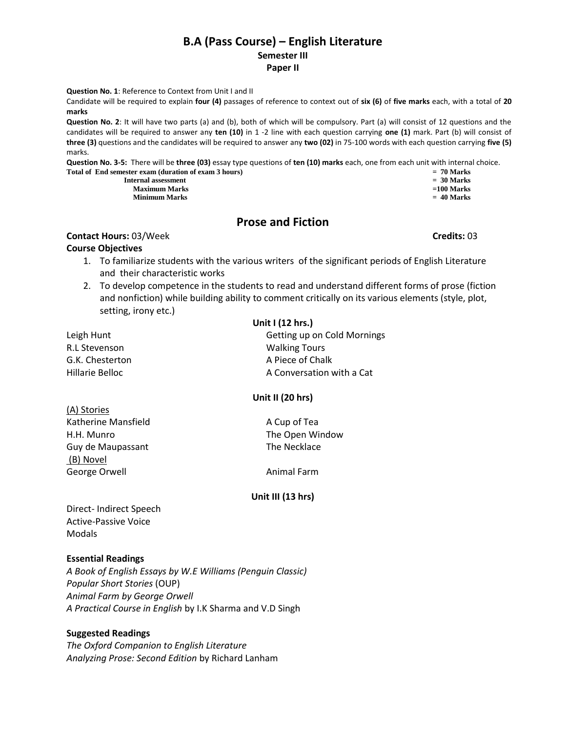# B.A (Pass Course) – English Literature

### Semester III

### Paper II

**Question No. 1**: Reference to Context from Unit I and II

Candidate will be required to explain **four (4)** passages of reference to context out of **six (6)** of **five marks** each, with a total of **20 marks**

**Question No. 2**: It will have two parts (a) and (b), both of which will be compulsory. Part (a) will consist of 12 questions and the candidates will be required to answer any **ten (10)** in 1 -2 line with each question carrying **one (1)** mark. Part (b) will consist of **three (3)** questions and the candidates will be required to answer any **two (02)** in 75-100 words with each question carrying **five (5)** marks.

**Question No. 3-5:** There will be **three (03)** essay type questions of **ten (10) marks** each, one from each unit with internal choice.

| | |
|---|---|
| **Total of End semester exam (duration of exam 3 hours)** | **= 70 Marks** |
| **Internal assessment** | **= 30 Marks** |
| **Maximum Marks** | **=100 Marks** |
| **Minimum Marks** | **= 40 Marks** |

## Prose and Fiction

**Contact Hours:** 03/Week **Credits:** 03

**Course Objectives**

1. To familiarize students with the various writers of the significant periods of English Literature and their characteristic works
2. To develop competence in the students to read and understand different forms of prose (fiction and nonfiction) while building ability to comment critically on its various elements (style, plot, setting, irony etc.)

**Unit I (12 hrs.)**

| | |
|---|---|
| Leigh Hunt | Getting up on Cold Mornings |
| R.L Stevenson | Walking Tours |
| G.K. Chesterton | A Piece of Chalk |
| Hillarie Belloc | A Conversation with a Cat |

**Unit II (20 hrs)**

(A) Stories

| | |
|---|---|
| Katherine Mansfield | A Cup of Tea |
| H.H. Munro | The Open Window |
| Guy de Maupassant | The Necklace |

(B) Novel

| | |
|---|---|
| George Orwell | Animal Farm |

**Unit III (13 hrs)**

Direct- Indirect Speech
Active-Passive Voice
Modals

**Essential Readings**

*A Book of English Essays by W.E Williams (Penguin Classic)*
*Popular Short Stories* (OUP)
*Animal Farm by George Orwell*
*A Practical Course in English* by I.K Sharma and V.D Singh

**Suggested Readings**

*The Oxford Companion to English Literature*
*Analyzing Prose: Second Edition* by Richard Lanham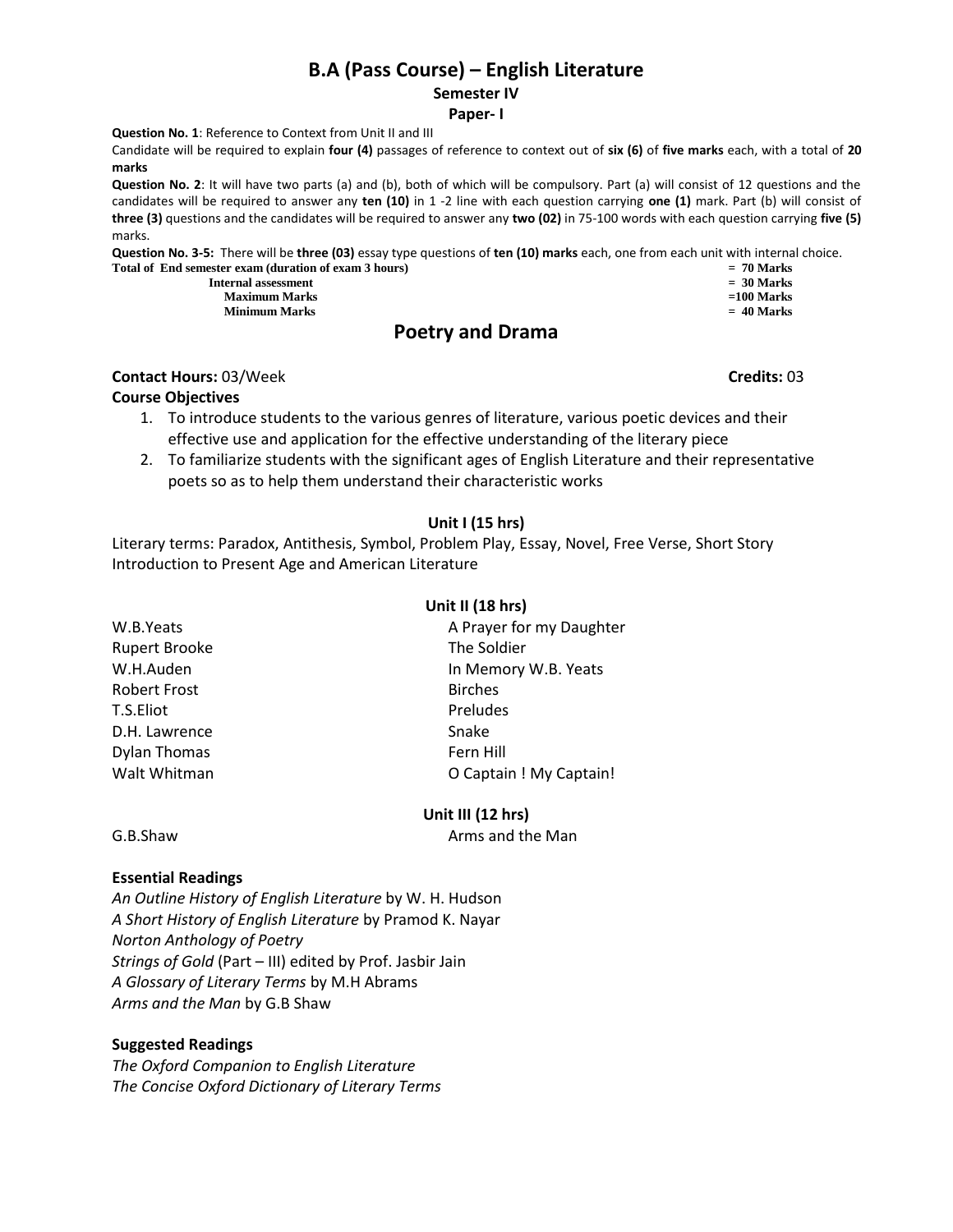# B.A (Pass Course) – English Literature

## Semester IV

### Paper- I

**Question No. 1**: Reference to Context from Unit II and III

Candidate will be required to explain **four (4)** passages of reference to context out of **six (6)** of **five marks** each, with a total of **20 marks**

**Question No. 2**: It will have two parts (a) and (b), both of which will be compulsory. Part (a) will consist of 12 questions and the candidates will be required to answer any **ten (10)** in 1 -2 line with each question carrying **one (1)** mark. Part (b) will consist of **three (3)** questions and the candidates will be required to answer any **two (02)** in 75-100 words with each question carrying **five (5)** marks.

**Question No. 3-5:** There will be **three (03)** essay type questions of **ten (10) marks** each, one from each unit with internal choice.

| | |
|---|---|
| **Total of End semester exam (duration of exam 3 hours)** | **= 70 Marks** |
| **Internal assessment** | **= 30 Marks** |
| **Maximum Marks** | **=100 Marks** |
| **Minimum Marks** | **= 40 Marks** |

## Poetry and Drama

**Contact Hours:** 03/Week **Credits:** 03

**Course Objectives**

1. To introduce students to the various genres of literature, various poetic devices and their effective use and application for the effective understanding of the literary piece
2. To familiarize students with the significant ages of English Literature and their representative poets so as to help them understand their characteristic works

**Unit I (15 hrs)**

Literary terms: Paradox, Antithesis, Symbol, Problem Play, Essay, Novel, Free Verse, Short Story

Introduction to Present Age and American Literature

**Unit II (18 hrs)**

| | |
|---|---|
| W.B.Yeats | A Prayer for my Daughter |
| Rupert Brooke | The Soldier |
| W.H.Auden | In Memory W.B. Yeats |
| Robert Frost | Birches |
| T.S.Eliot | Preludes |
| D.H. Lawrence | Snake |
| Dylan Thomas | Fern Hill |
| Walt Whitman | O Captain ! My Captain! |

**Unit III (12 hrs)**

| | |
|---|---|
| G.B.Shaw | Arms and the Man |

**Essential Readings**

*An Outline History of English Literature* by W. H. Hudson

*A Short History of English Literature* by Pramod K. Nayar

*Norton Anthology of Poetry*

*Strings of Gold* (Part – III) edited by Prof. Jasbir Jain

*A Glossary of Literary Terms* by M.H Abrams

*Arms and the Man* by G.B Shaw

**Suggested Readings**

*The Oxford Companion to English Literature*

*The Concise Oxford Dictionary of Literary Terms*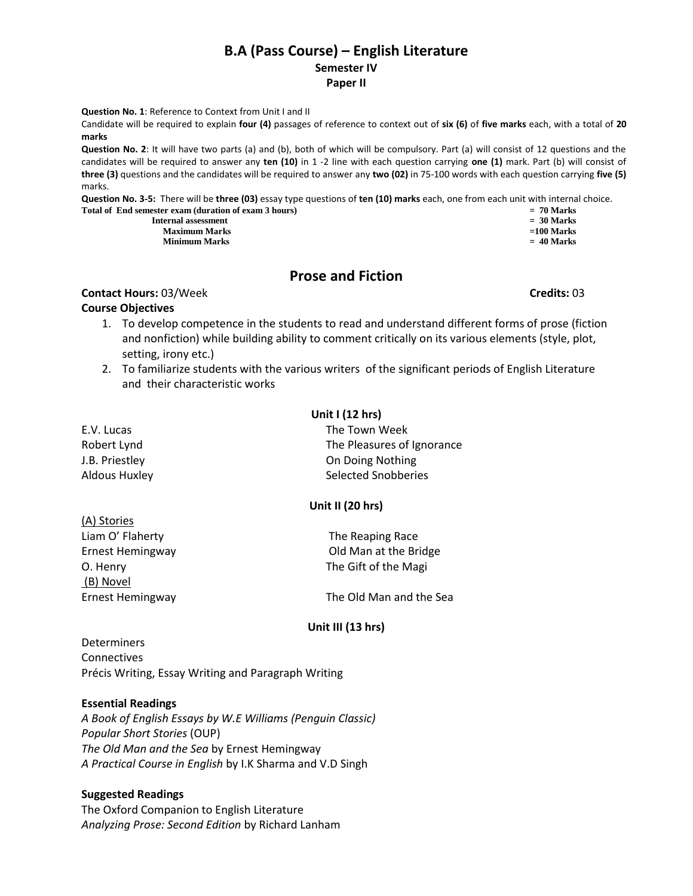# B.A (Pass Course) – English Literature

## Semester IV

## Paper II

**Question No. 1**: Reference to Context from Unit I and II

Candidate will be required to explain **four (4)** passages of reference to context out of **six (6)** of **five marks** each, with a total of **20 marks**

**Question No. 2**: It will have two parts (a) and (b), both of which will be compulsory. Part (a) will consist of 12 questions and the candidates will be required to answer any **ten (10)** in 1 -2 line with each question carrying **one (1)** mark. Part (b) will consist of **three (3)** questions and the candidates will be required to answer any **two (02)** in 75-100 words with each question carrying **five (5)** marks.

**Question No. 3-5:** There will be **three (03)** essay type questions of **ten (10) marks** each, one from each unit with internal choice.

| | |
|---|---|
| **Total of End semester exam (duration of exam 3 hours)** | **= 70 Marks** |
| **Internal assessment** | **= 30 Marks** |
| **Maximum Marks** | **=100 Marks** |
| **Minimum Marks** | **= 40 Marks** |

## Prose and Fiction

**Contact Hours:** 03/Week **Credits:** 03

**Course Objectives**

1. To develop competence in the students to read and understand different forms of prose (fiction and nonfiction) while building ability to comment critically on its various elements (style, plot, setting, irony etc.)
2. To familiarize students with the various writers of the significant periods of English Literature and their characteristic works

**Unit I (12 hrs)**

| | |
|---|---|
| E.V. Lucas | The Town Week |
| Robert Lynd | The Pleasures of Ignorance |
| J.B. Priestley | On Doing Nothing |
| Aldous Huxley | Selected Snobberies |

**Unit II (20 hrs)**

(A) Stories

| | |
|---|---|
| Liam O' Flaherty | The Reaping Race |
| Ernest Hemingway | Old Man at the Bridge |
| O. Henry | The Gift of the Magi |

(B) Novel

| | |
|---|---|
| Ernest Hemingway | The Old Man and the Sea |

**Unit III (13 hrs)**

Determiners
Connectives
Précis Writing, Essay Writing and Paragraph Writing

**Essential Readings**

*A Book of English Essays by W.E Williams (Penguin Classic)*
*Popular Short Stories* (OUP)
*The Old Man and the Sea* by Ernest Hemingway
*A Practical Course in English* by I.K Sharma and V.D Singh

**Suggested Readings**

The Oxford Companion to English Literature
*Analyzing Prose: Second Edition* by Richard Lanham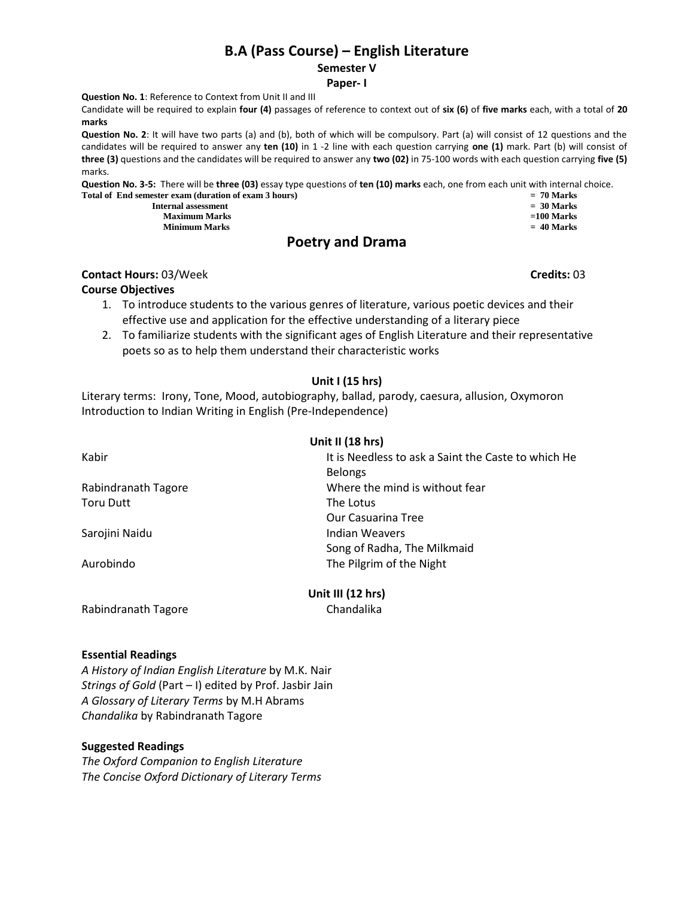# B.A (Pass Course) – English Literature

## Semester V

### Paper- I

**Question No. 1**: Reference to Context from Unit II and III

Candidate will be required to explain **four (4)** passages of reference to context out of **six (6)** of **five marks** each, with a total of **20 marks**

**Question No. 2**: It will have two parts (a) and (b), both of which will be compulsory. Part (a) will consist of 12 questions and the candidates will be required to answer any **ten (10)** in 1 -2 line with each question carrying **one (1)** mark. Part (b) will consist of **three (3)** questions and the candidates will be required to answer any **two (02)** in 75-100 words with each question carrying **five (5)** marks.

**Question No. 3-5:** There will be **three (03)** essay type questions of **ten (10) marks** each, one from each unit with internal choice.

| | |
|---|---|
| **Total of End semester exam (duration of exam 3 hours)** | **= 70 Marks** |
| **Internal assessment** | **= 30 Marks** |
| **Maximum Marks** | **=100 Marks** |
| **Minimum Marks** | **= 40 Marks** |

## Poetry and Drama

**Contact Hours:** 03/Week **Credits:** 03

**Course Objectives**

1. To introduce students to the various genres of literature, various poetic devices and their effective use and application for the effective understanding of a literary piece
2. To familiarize students with the significant ages of English Literature and their representative poets so as to help them understand their characteristic works

**Unit I (15 hrs)**

Literary terms: Irony, Tone, Mood, autobiography, ballad, parody, caesura, allusion, Oxymoron

Introduction to Indian Writing in English (Pre-Independence)

**Unit II (18 hrs)**

| | |
|---|---|
| Kabir | It is Needless to ask a Saint the Caste to which He Belongs |
| Rabindranath Tagore | Where the mind is without fear |
| Toru Dutt | The Lotus |
| | Our Casuarina Tree |
| Sarojini Naidu | Indian Weavers |
| | Song of Radha, The Milkmaid |
| Aurobindo | The Pilgrim of the Night |

**Unit III (12 hrs)**

| | |
|---|---|
| Rabindranath Tagore | Chandalika |

**Essential Readings**

*A History of Indian English Literature* by M.K. Nair

*Strings of Gold* (Part – I) edited by Prof. Jasbir Jain

*A Glossary of Literary Terms* by M.H Abrams

*Chandalika* by Rabindranath Tagore

**Suggested Readings**

*The Oxford Companion to English Literature*

*The Concise Oxford Dictionary of Literary Terms*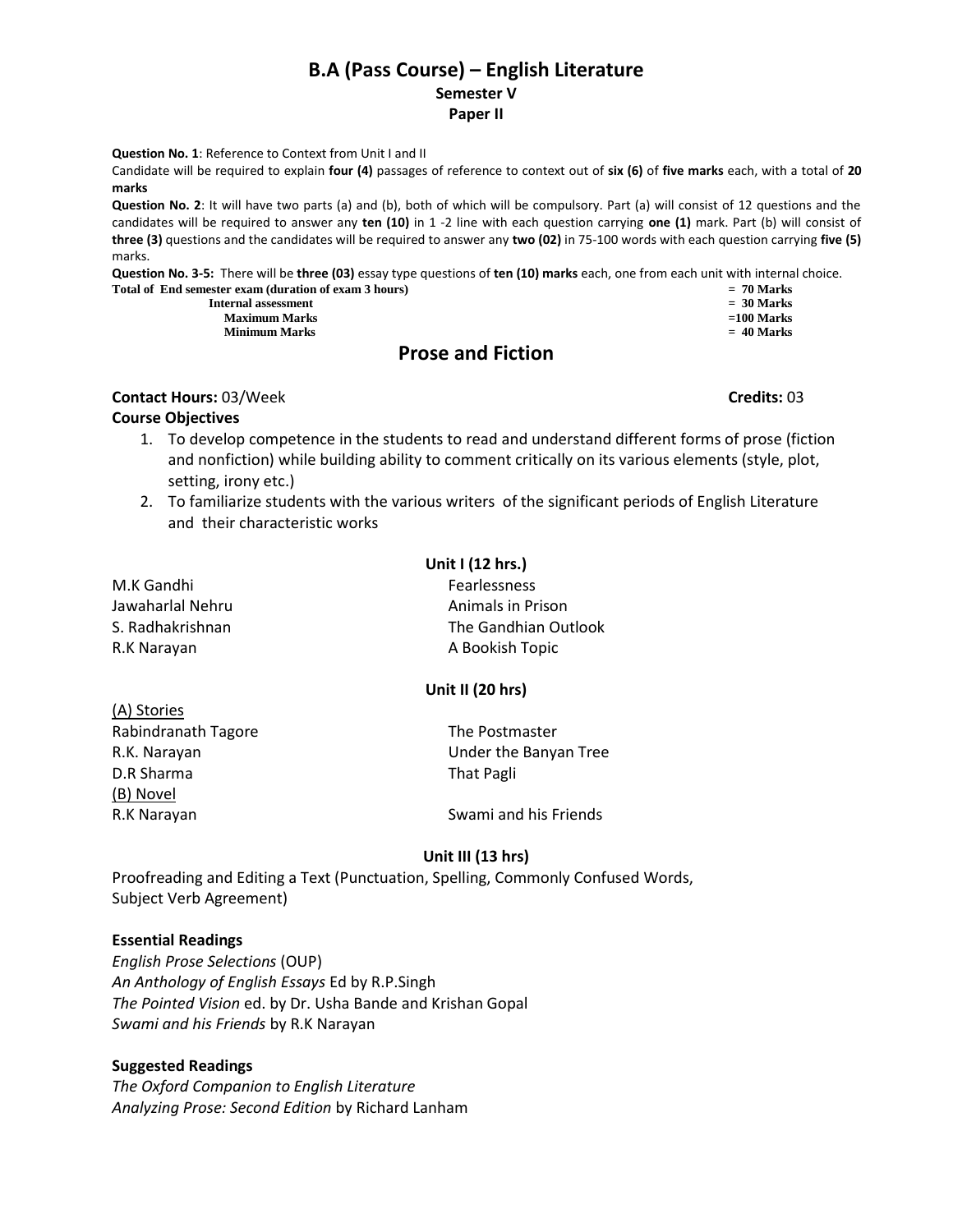# B.A (Pass Course) – English Literature

## Semester V

## Paper II

**Question No. 1**: Reference to Context from Unit I and II

Candidate will be required to explain **four (4)** passages of reference to context out of **six (6)** of **five marks** each, with a total of **20 marks**

**Question No. 2**: It will have two parts (a) and (b), both of which will be compulsory. Part (a) will consist of 12 questions and the candidates will be required to answer any **ten (10)** in 1 -2 line with each question carrying **one (1)** mark. Part (b) will consist of **three (3)** questions and the candidates will be required to answer any **two (02)** in 75-100 words with each question carrying **five (5)** marks.

**Question No. 3-5:** There will be **three (03)** essay type questions of **ten (10) marks** each, one from each unit with internal choice.

| | |
|---|---|
| **Total of End semester exam (duration of exam 3 hours)** | **= 70 Marks** |
| **Internal assessment** | **= 30 Marks** |
| **Maximum Marks** | **=100 Marks** |
| **Minimum Marks** | **= 40 Marks** |

## Prose and Fiction

**Contact Hours:** 03/Week **Credits:** 03

**Course Objectives**

1. To develop competence in the students to read and understand different forms of prose (fiction and nonfiction) while building ability to comment critically on its various elements (style, plot, setting, irony etc.)
2. To familiarize students with the various writers of the significant periods of English Literature and their characteristic works

### Unit I (12 hrs.)

| | |
|---|---|
| M.K Gandhi | Fearlessness |
| Jawaharlal Nehru | Animals in Prison |
| S. Radhakrishnan | The Gandhian Outlook |
| R.K Narayan | A Bookish Topic |

### Unit II (20 hrs)

(A) Stories

| | |
|---|---|
| Rabindranath Tagore | The Postmaster |
| R.K. Narayan | Under the Banyan Tree |
| D.R Sharma | That Pagli |

(B) Novel

| | |
|---|---|
| R.K Narayan | Swami and his Friends |

### Unit III (13 hrs)

Proofreading and Editing a Text (Punctuation, Spelling, Commonly Confused Words, Subject Verb Agreement)

**Essential Readings**

*English Prose Selections* (OUP)
*An Anthology of English Essays* Ed by R.P.Singh
*The Pointed Vision* ed. by Dr. Usha Bande and Krishan Gopal
*Swami and his Friends* by R.K Narayan

**Suggested Readings**

*The Oxford Companion to English Literature*
*Analyzing Prose: Second Edition* by Richard Lanham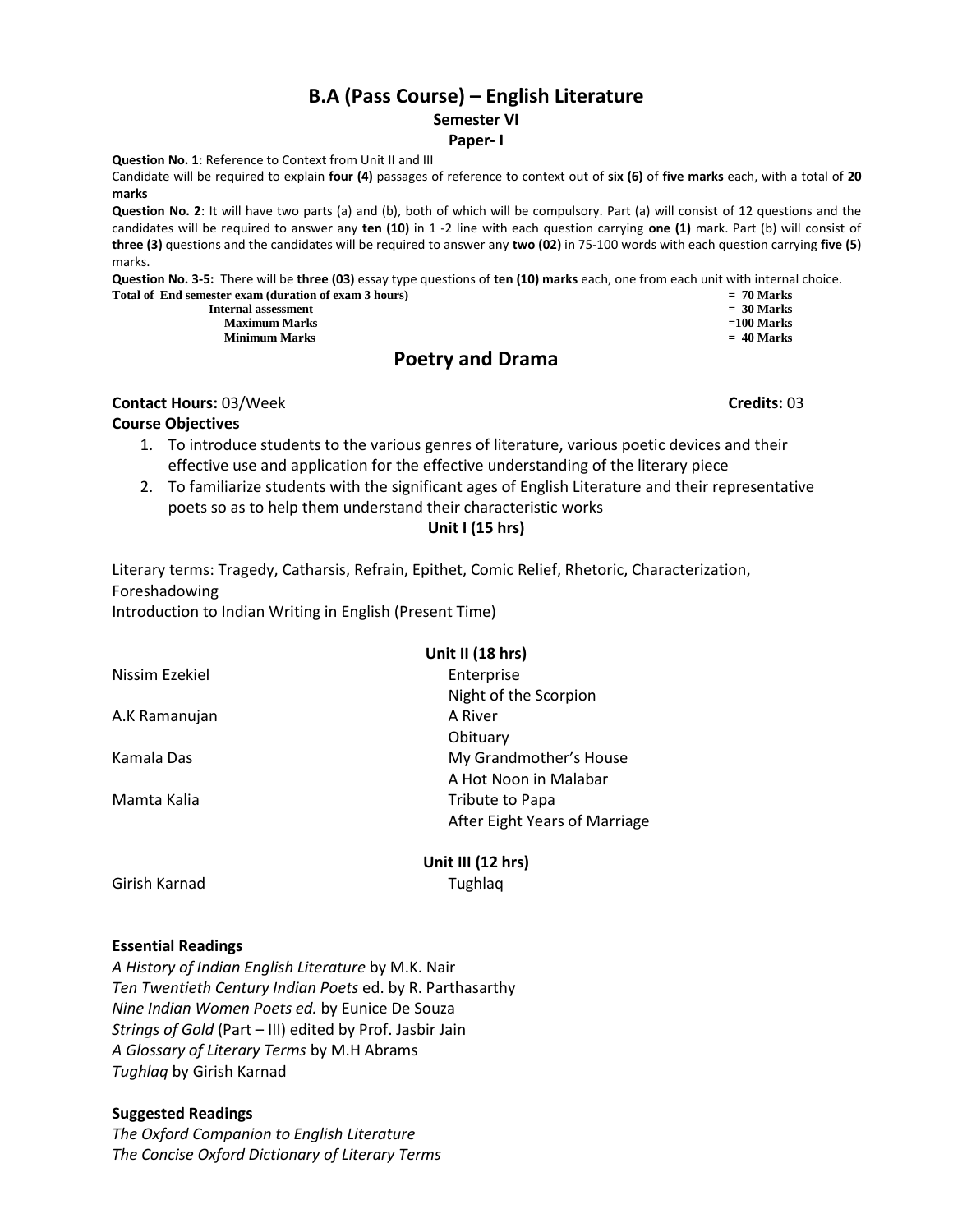# B.A (Pass Course) – English Literature

## Semester VI

### Paper- I

**Question No. 1**: Reference to Context from Unit II and III

Candidate will be required to explain **four (4)** passages of reference to context out of **six (6)** of **five marks** each, with a total of **20 marks**

**Question No. 2**: It will have two parts (a) and (b), both of which will be compulsory. Part (a) will consist of 12 questions and the candidates will be required to answer any **ten (10)** in 1 -2 line with each question carrying **one (1)** mark. Part (b) will consist of **three (3)** questions and the candidates will be required to answer any **two (02)** in 75-100 words with each question carrying **five (5)** marks.

**Question No. 3-5:** There will be **three (03)** essay type questions of **ten (10) marks** each, one from each unit with internal choice.

| | |
|---|---|
| **Total of End semester exam (duration of exam 3 hours)** | **= 70 Marks** |
| **Internal assessment** | **= 30 Marks** |
| **Maximum Marks** | **=100 Marks** |
| **Minimum Marks** | **= 40 Marks** |

## Poetry and Drama

**Contact Hours:** 03/Week **Credits:** 03

**Course Objectives**

1. To introduce students to the various genres of literature, various poetic devices and their effective use and application for the effective understanding of the literary piece
2. To familiarize students with the significant ages of English Literature and their representative poets so as to help them understand their characteristic works

**Unit I (15 hrs)**

Literary terms: Tragedy, Catharsis, Refrain, Epithet, Comic Relief, Rhetoric, Characterization, Foreshadowing

Introduction to Indian Writing in English (Present Time)

**Unit II (18 hrs)**

| | |
|---|---|
| Nissim Ezekiel | Enterprise |
| | Night of the Scorpion |
| A.K Ramanujan | A River |
| | Obituary |
| Kamala Das | My Grandmother's House |
| | A Hot Noon in Malabar |
| Mamta Kalia | Tribute to Papa |
| | After Eight Years of Marriage |

**Unit III (12 hrs)**

| | |
|---|---|
| Girish Karnad | Tughlaq |

**Essential Readings**

*A History of Indian English Literature* by M.K. Nair
*Ten Twentieth Century Indian Poets* ed. by R. Parthasarthy
*Nine Indian Women Poets ed.* by Eunice De Souza
*Strings of Gold* (Part – III) edited by Prof. Jasbir Jain
*A Glossary of Literary Terms* by M.H Abrams
*Tughlaq* by Girish Karnad

**Suggested Readings**

*The Oxford Companion to English Literature*
*The Concise Oxford Dictionary of Literary Terms*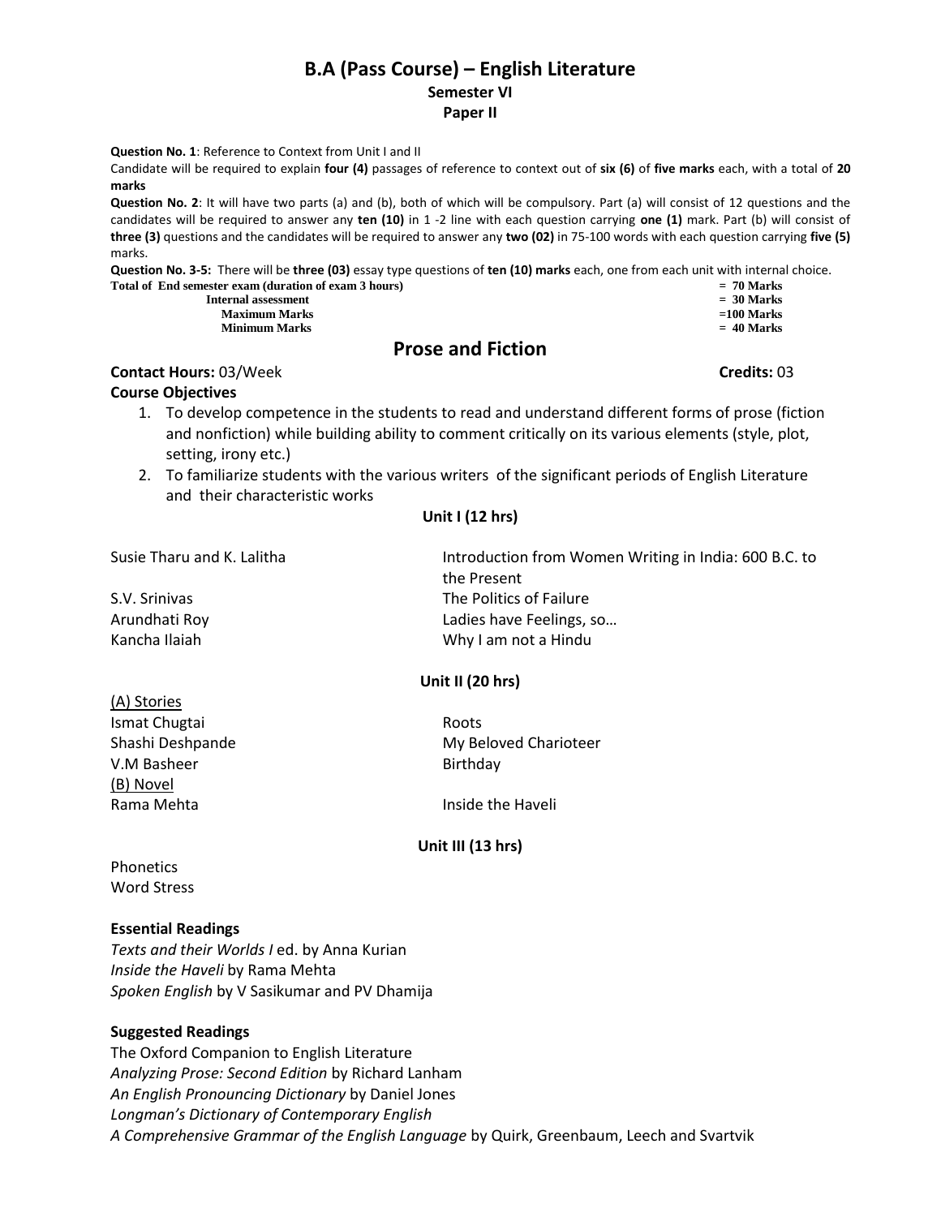# B.A (Pass Course) – English Literature

## Semester VI

## Paper II

**Question No. 1**: Reference to Context from Unit I and II

Candidate will be required to explain **four (4)** passages of reference to context out of **six (6)** of **five marks** each, with a total of **20 marks**

**Question No. 2**: It will have two parts (a) and (b), both of which will be compulsory. Part (a) will consist of 12 questions and the candidates will be required to answer any **ten (10)** in 1 -2 line with each question carrying **one (1)** mark. Part (b) will consist of **three (3)** questions and the candidates will be required to answer any **two (02)** in 75-100 words with each question carrying **five (5)** marks.

**Question No. 3-5:** There will be **three (03)** essay type questions of **ten (10) marks** each, one from each unit with internal choice.

| | |
|---|---|
| **Total of End semester exam (duration of exam 3 hours)** | **= 70 Marks** |
| **Internal assessment** | **= 30 Marks** |
| **Maximum Marks** | **=100 Marks** |
| **Minimum Marks** | **= 40 Marks** |

## Prose and Fiction

**Contact Hours:** 03/Week **Credits:** 03

**Course Objectives**

1. To develop competence in the students to read and understand different forms of prose (fiction and nonfiction) while building ability to comment critically on its various elements (style, plot, setting, irony etc.)
2. To familiarize students with the various writers of the significant periods of English Literature and their characteristic works

### Unit I (12 hrs)

| | |
|---|---|
| Susie Tharu and K. Lalitha | Introduction from Women Writing in India: 600 B.C. to the Present |
| S.V. Srinivas | The Politics of Failure |
| Arundhati Roy | Ladies have Feelings, so… |
| Kancha Ilaiah | Why I am not a Hindu |

### Unit II (20 hrs)

<u>(A) Stories</u>

| | |
|---|---|
| Ismat Chugtai | Roots |
| Shashi Deshpande | My Beloved Charioteer |
| V.M Basheer | Birthday |

<u>(B) Novel</u>

| | |
|---|---|
| Rama Mehta | Inside the Haveli |

### Unit III (13 hrs)

Phonetics

Word Stress

**Essential Readings**

*Texts and their Worlds I* ed. by Anna Kurian

*Inside the Haveli* by Rama Mehta

*Spoken English* by V Sasikumar and PV Dhamija

**Suggested Readings**

The Oxford Companion to English Literature

*Analyzing Prose: Second Edition* by Richard Lanham

*An English Pronouncing Dictionary* by Daniel Jones

*Longman's Dictionary of Contemporary English*

*A Comprehensive Grammar of the English Language* by Quirk, Greenbaum, Leech and Svartvik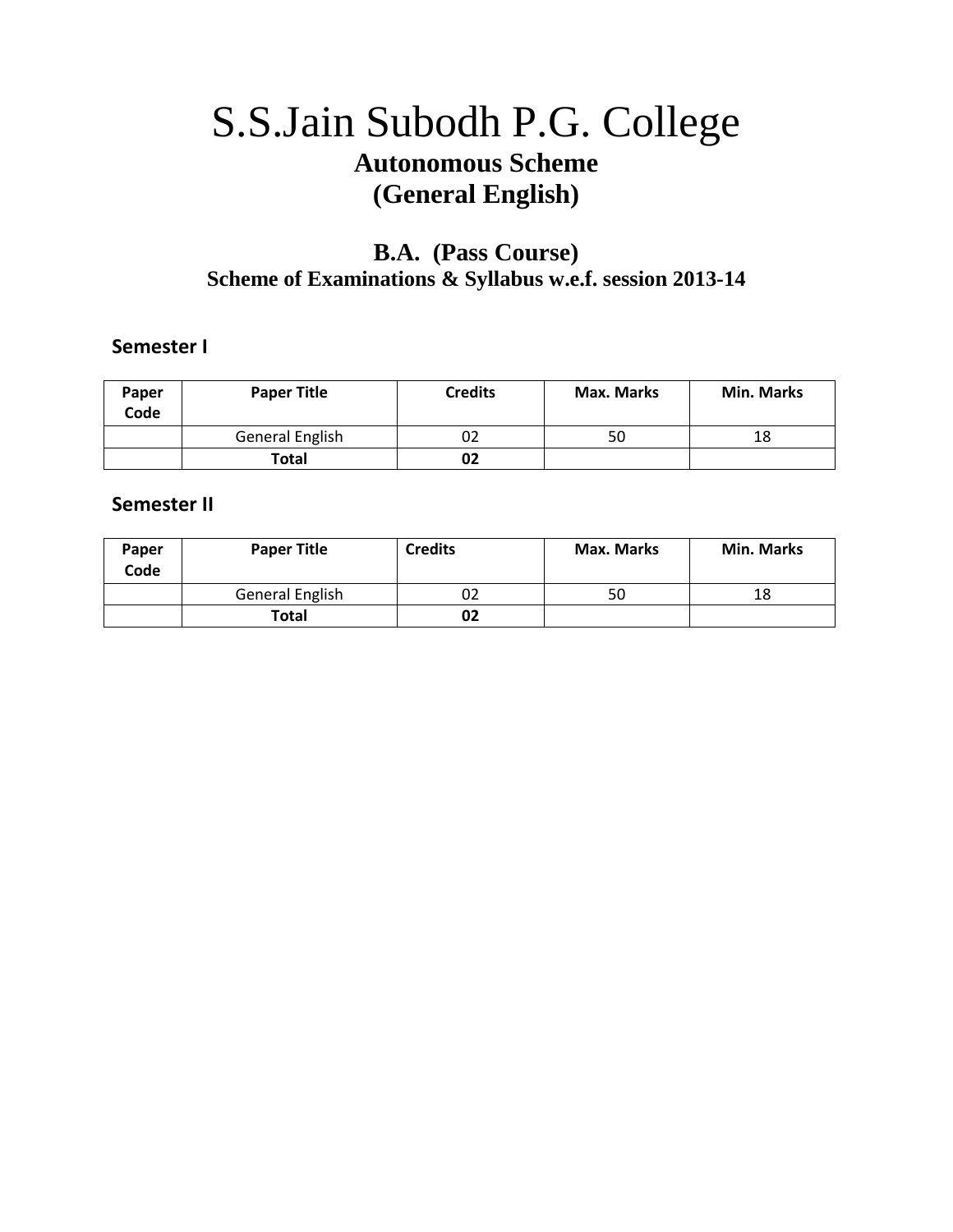# S.S.Jain Subodh P.G. College

## Autonomous Scheme

## (General English)

### B.A. (Pass Course)

**Scheme of Examinations & Syllabus w.e.f. session 2013-14**

**Semester I**

| Paper Code | Paper Title | Credits | Max. Marks | Min. Marks |
|---|---|---|---|---|
| | General English | 02 | 50 | 18 |
| | **Total** | **02** | | |

**Semester II**

| Paper Code | Paper Title | Credits | Max. Marks | Min. Marks |
|---|---|---|---|---|
| | General English | 02 | 50 | 18 |
| | **Total** | **02** | | |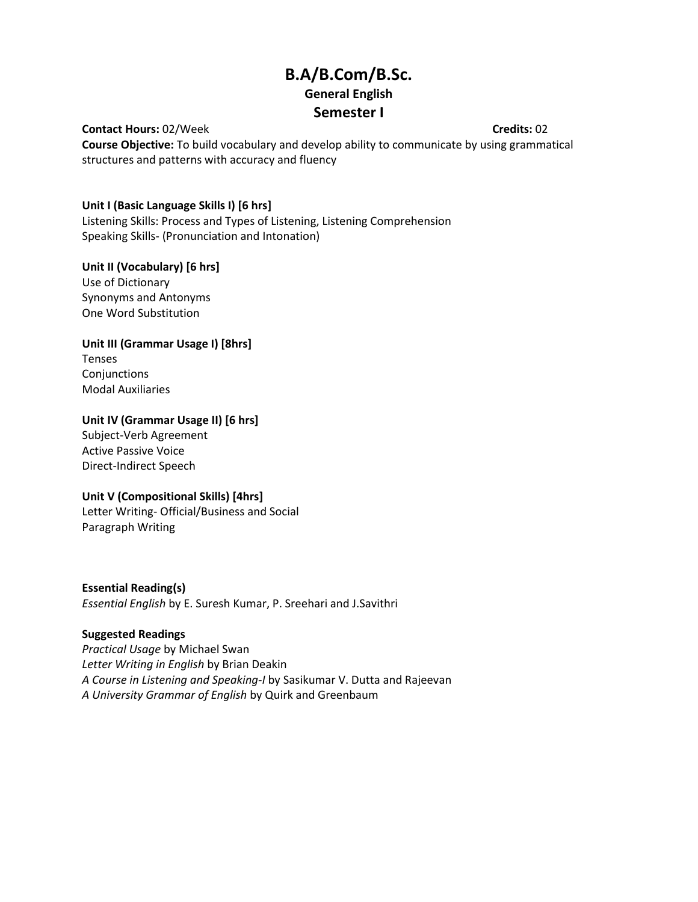# B.A/B.Com/B.Sc.

## General English

## Semester I

**Contact Hours:** 02/Week **Credits:** 02

**Course Objective:** To build vocabulary and develop ability to communicate by using grammatical structures and patterns with accuracy and fluency

**Unit I (Basic Language Skills I) [6 hrs]**
Listening Skills: Process and Types of Listening, Listening Comprehension
Speaking Skills- (Pronunciation and Intonation)

**Unit II (Vocabulary) [6 hrs]**
Use of Dictionary
Synonyms and Antonyms
One Word Substitution

**Unit III (Grammar Usage I) [8hrs]**
Tenses
Conjunctions
Modal Auxiliaries

**Unit IV (Grammar Usage II) [6 hrs]**
Subject-Verb Agreement
Active Passive Voice
Direct-Indirect Speech

**Unit V (Compositional Skills) [4hrs]**
Letter Writing- Official/Business and Social
Paragraph Writing

**Essential Reading(s)**
*Essential English* by E. Suresh Kumar, P. Sreehari and J.Savithri

**Suggested Readings**
*Practical Usage* by Michael Swan
*Letter Writing in English* by Brian Deakin
*A Course in Listening and Speaking-I* by Sasikumar V. Dutta and Rajeevan
*A University Grammar of English* by Quirk and Greenbaum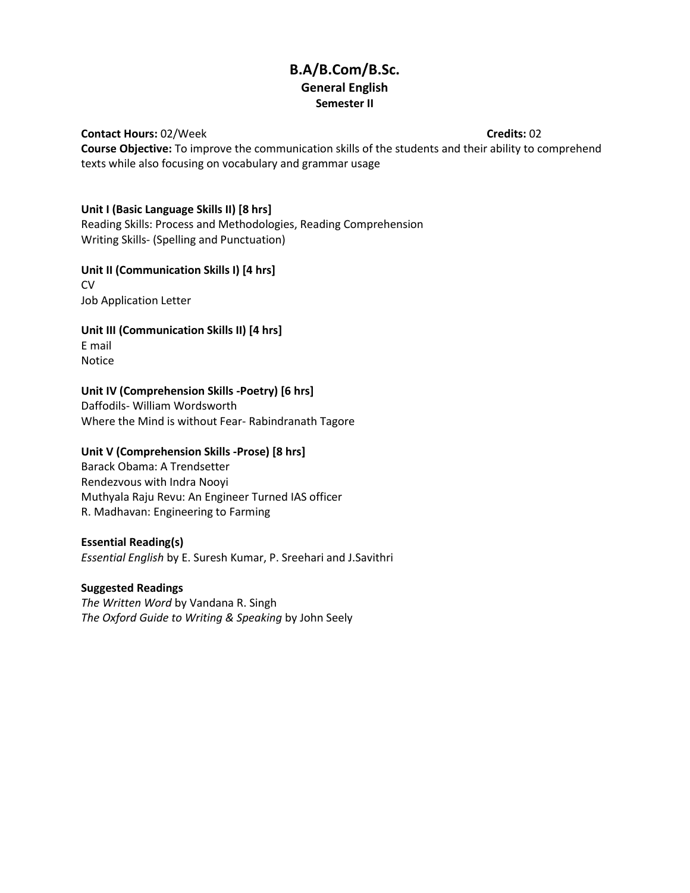# B.A/B.Com/B.Sc.

## General English

### Semester II

**Contact Hours:** 02/Week **Credits:** 02

**Course Objective:** To improve the communication skills of the students and their ability to comprehend texts while also focusing on vocabulary and grammar usage

**Unit I (Basic Language Skills II) [8 hrs]**

Reading Skills: Process and Methodologies, Reading Comprehension

Writing Skills- (Spelling and Punctuation)

**Unit II (Communication Skills I) [4 hrs]**

CV

Job Application Letter

**Unit III (Communication Skills II) [4 hrs]**

E mail

Notice

**Unit IV (Comprehension Skills -Poetry) [6 hrs]**

Daffodils- William Wordsworth

Where the Mind is without Fear- Rabindranath Tagore

**Unit V (Comprehension Skills -Prose) [8 hrs]**

Barack Obama: A Trendsetter

Rendezvous with Indra Nooyi

Muthyala Raju Revu: An Engineer Turned IAS officer

R. Madhavan: Engineering to Farming

**Essential Reading(s)**

*Essential English* by E. Suresh Kumar, P. Sreehari and J.Savithri

**Suggested Readings**

*The Written Word* by Vandana R. Singh

*The Oxford Guide to Writing & Speaking* by John Seely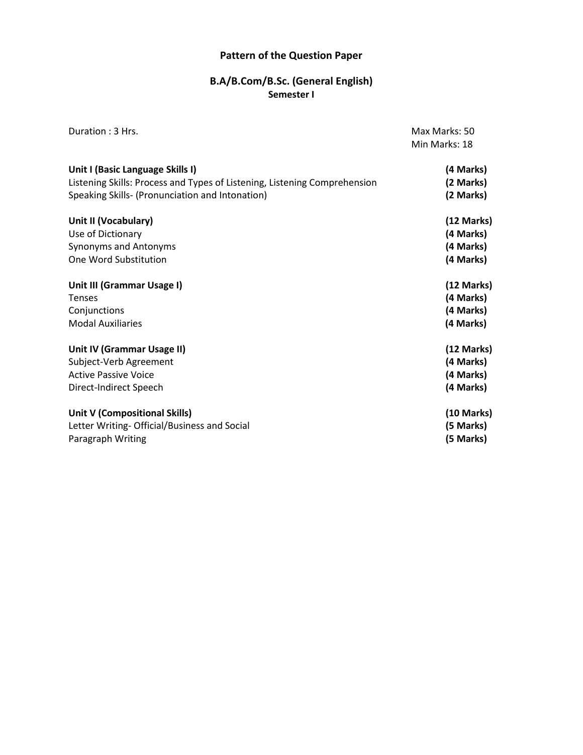# Pattern of the Question Paper

## B.A/B.Com/B.Sc. (General English)

### Semester I

Duration : 3 Hrs. | Max Marks: 50
Min Marks: 18

| | |
|---|---|
| **Unit I (Basic Language Skills I)** | **(4 Marks)** |
| Listening Skills: Process and Types of Listening, Listening Comprehension | **(2 Marks)** |
| Speaking Skills- (Pronunciation and Intonation) | **(2 Marks)** |
| **Unit II (Vocabulary)** | **(12 Marks)** |
| Use of Dictionary | **(4 Marks)** |
| Synonyms and Antonyms | **(4 Marks)** |
| One Word Substitution | **(4 Marks)** |
| **Unit III (Grammar Usage I)** | **(12 Marks)** |
| Tenses | **(4 Marks)** |
| Conjunctions | **(4 Marks)** |
| Modal Auxiliaries | **(4 Marks)** |
| **Unit IV (Grammar Usage II)** | **(12 Marks)** |
| Subject-Verb Agreement | **(4 Marks)** |
| Active Passive Voice | **(4 Marks)** |
| Direct-Indirect Speech | **(4 Marks)** |
| **Unit V (Compositional Skills)** | **(10 Marks)** |
| Letter Writing- Official/Business and Social | **(5 Marks)** |
| Paragraph Writing | **(5 Marks)** |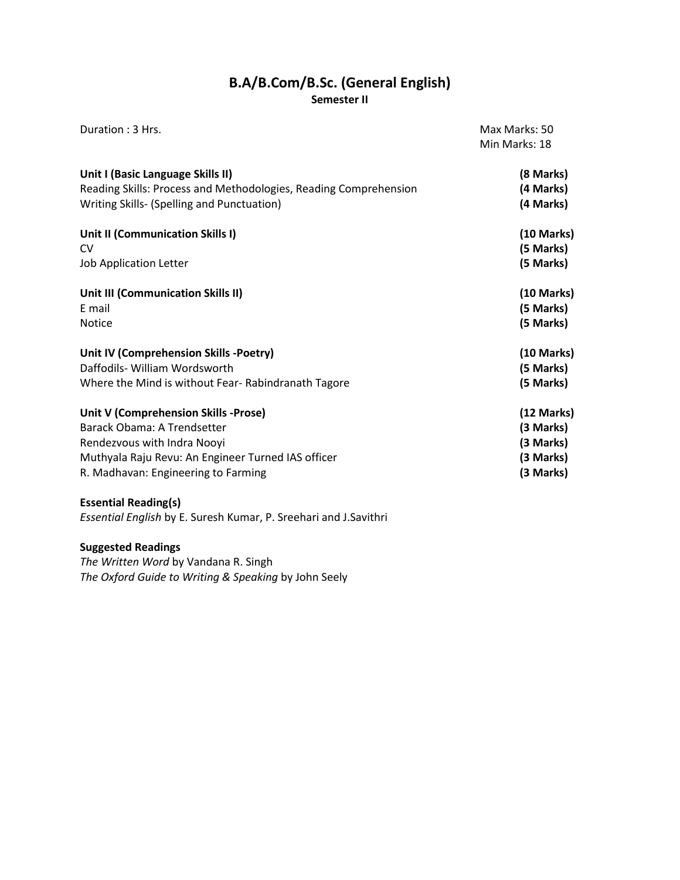## B.A/B.Com/B.Sc. (General English)

**Semester II**

Duration : 3 Hrs.

Max Marks: 50
Min Marks: 18

| | |
|---|---|
| **Unit I (Basic Language Skills II)** | **(8 Marks)** |
| Reading Skills: Process and Methodologies, Reading Comprehension | **(4 Marks)** |
| Writing Skills- (Spelling and Punctuation) | **(4 Marks)** |
| **Unit II (Communication Skills I)** | **(10 Marks)** |
| CV | **(5 Marks)** |
| Job Application Letter | **(5 Marks)** |
| **Unit III (Communication Skills II)** | **(10 Marks)** |
| E mail | **(5 Marks)** |
| Notice | **(5 Marks)** |
| **Unit IV (Comprehension Skills -Poetry)** | **(10 Marks)** |
| Daffodils- William Wordsworth | **(5 Marks)** |
| Where the Mind is without Fear- Rabindranath Tagore | **(5 Marks)** |
| **Unit V (Comprehension Skills -Prose)** | **(12 Marks)** |
| Barack Obama: A Trendsetter | **(3 Marks)** |
| Rendezvous with Indra Nooyi | **(3 Marks)** |
| Muthyala Raju Revu: An Engineer Turned IAS officer | **(3 Marks)** |
| R. Madhavan: Engineering to Farming | **(3 Marks)** |

**Essential Reading(s)**

*Essential English* by E. Suresh Kumar, P. Sreehari and J.Savithri

**Suggested Readings**

*The Written Word* by Vandana R. Singh
*The Oxford Guide to Writing & Speaking* by John Seely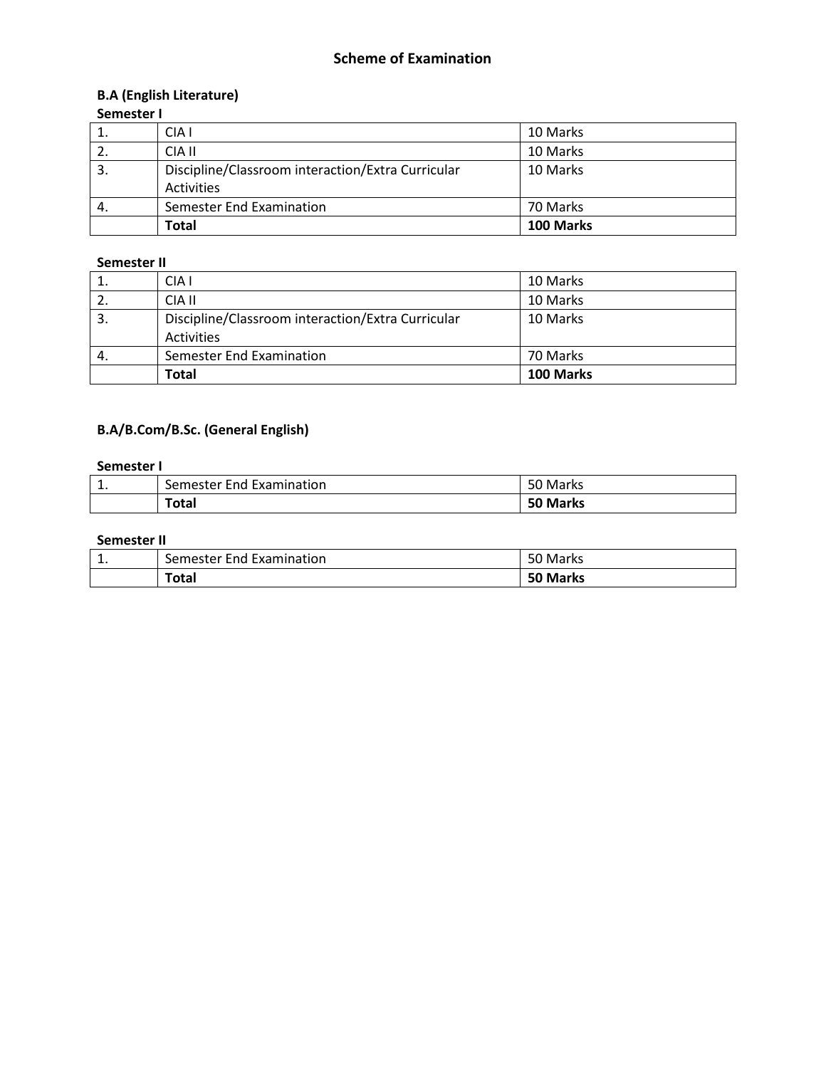# Scheme of Examination

**B.A (English Literature)**

**Semester I**

| | | |
|---|---|---|
| 1. | CIA I | 10 Marks |
| 2. | CIA II | 10 Marks |
| 3. | Discipline/Classroom interaction/Extra Curricular Activities | 10 Marks |
| 4. | Semester End Examination | 70 Marks |
| | **Total** | **100 Marks** |

**Semester II**

| | | |
|---|---|---|
| 1. | CIA I | 10 Marks |
| 2. | CIA II | 10 Marks |
| 3. | Discipline/Classroom interaction/Extra Curricular Activities | 10 Marks |
| 4. | Semester End Examination | 70 Marks |
| | **Total** | **100 Marks** |

**B.A/B.Com/B.Sc. (General English)**

**Semester I**

| | | |
|---|---|---|
| 1. | Semester End Examination | 50 Marks |
| | **Total** | **50 Marks** |

**Semester II**

| | | |
|---|---|---|
| 1. | Semester End Examination | 50 Marks |
| | **Total** | **50 Marks** |